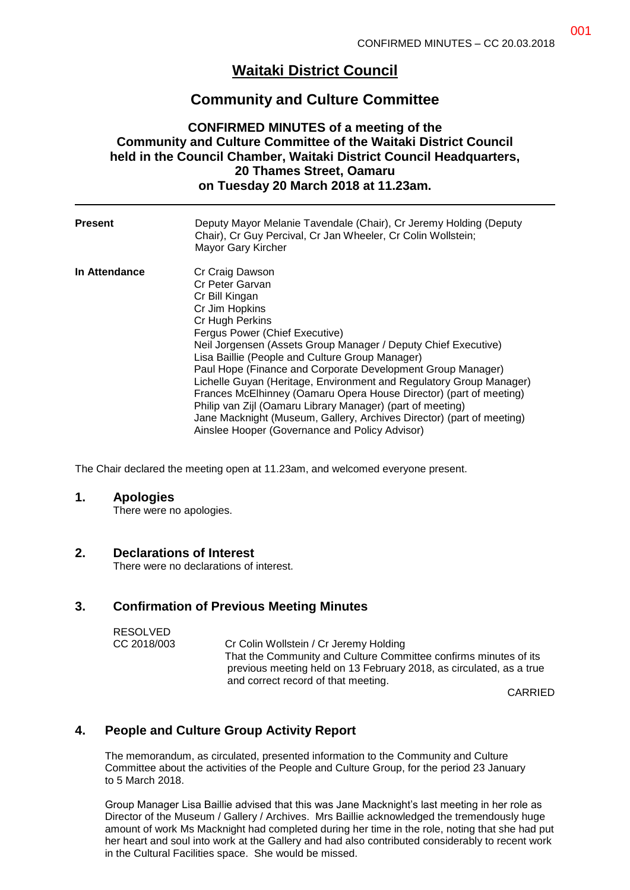# Waitaki District Council

## Community and Culture Committee

**CONFIRMED MINUTES of a meeting of the Community and Culture Committee of the Waitaki District Council held in the Council Chamber, Waitaki District Council Headquarters, 20 Thames Street, Oamaru on Tuesday 20 March 2018 at 11.23am.**

---

**Present**

Deputy Mayor Melanie Tavendale (Chair), Cr Jeremy Holding (Deputy Chair), Cr Guy Percival, Cr Jan Wheeler, Cr Colin Wollstein; Mayor Gary Kircher

**In Attendance**

Cr Craig Dawson
Cr Peter Garvan
Cr Bill Kingan
Cr Jim Hopkins
Cr Hugh Perkins
Fergus Power (Chief Executive)
Neil Jorgensen (Assets Group Manager / Deputy Chief Executive)
Lisa Baillie (People and Culture Group Manager)
Paul Hope (Finance and Corporate Development Group Manager)
Lichelle Guyan (Heritage, Environment and Regulatory Group Manager)
Frances McElhinney (Oamaru Opera House Director) (part of meeting)
Philip van Zijl (Oamaru Library Manager) (part of meeting)
Jane Macknight (Museum, Gallery, Archives Director) (part of meeting)
Ainslee Hooper (Governance and Policy Advisor)

The Chair declared the meeting open at 11.23am, and welcomed everyone present.

## 1. Apologies

There were no apologies.

## 2. Declarations of Interest

There were no declarations of interest.

## 3. Confirmation of Previous Meeting Minutes

RESOLVED
CC 2018/003

Cr Colin Wollstein / Cr Jeremy Holding
That the Community and Culture Committee confirms minutes of its previous meeting held on 13 February 2018, as circulated, as a true and correct record of that meeting.

CARRIED

## 4. People and Culture Group Activity Report

The memorandum, as circulated, presented information to the Community and Culture Committee about the activities of the People and Culture Group, for the period 23 January to 5 March 2018.

Group Manager Lisa Baillie advised that this was Jane Macknight's last meeting in her role as Director of the Museum / Gallery / Archives. Mrs Baillie acknowledged the tremendously huge amount of work Ms Macknight had completed during her time in the role, noting that she had put her heart and soul into work at the Gallery and had also contributed considerably to recent work in the Cultural Facilities space. She would be missed.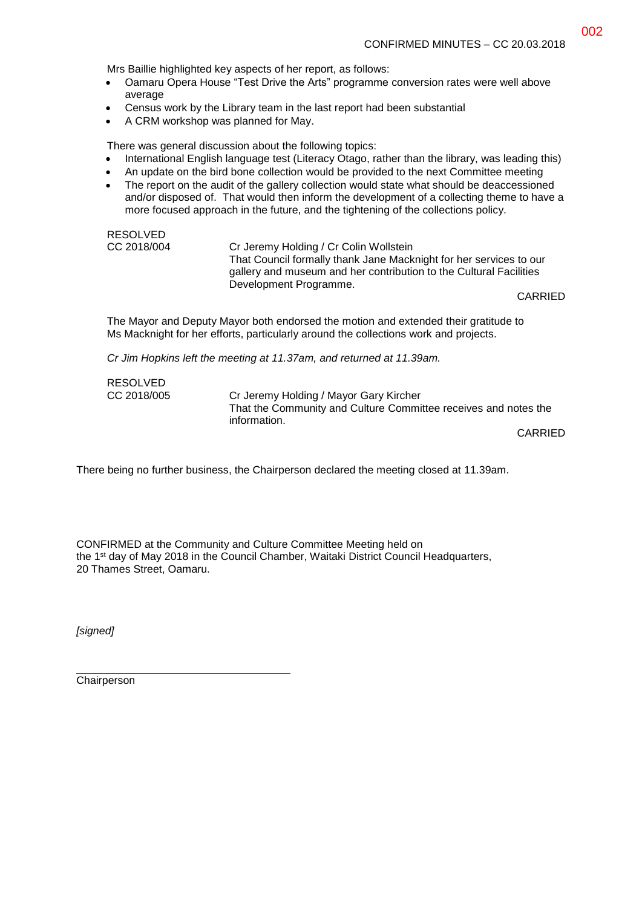Mrs Baillie highlighted key aspects of her report, as follows:

- Oamaru Opera House "Test Drive the Arts" programme conversion rates were well above average
- Census work by the Library team in the last report had been substantial
- A CRM workshop was planned for May.

There was general discussion about the following topics:

- International English language test (Literacy Otago, rather than the library, was leading this)
- An update on the bird bone collection would be provided to the next Committee meeting
- The report on the audit of the gallery collection would state what should be deaccessioned and/or disposed of. That would then inform the development of a collecting theme to have a more focused approach in the future, and the tightening of the collections policy.

RESOLVED
CC 2018/004 — Cr Jeremy Holding / Cr Colin Wollstein
That Council formally thank Jane Macknight for her services to our gallery and museum and her contribution to the Cultural Facilities Development Programme.

CARRIED

The Mayor and Deputy Mayor both endorsed the motion and extended their gratitude to Ms Macknight for her efforts, particularly around the collections work and projects.

*Cr Jim Hopkins left the meeting at 11.37am, and returned at 11.39am.*

RESOLVED
CC 2018/005 — Cr Jeremy Holding / Mayor Gary Kircher
That the Community and Culture Committee receives and notes the information.

CARRIED

There being no further business, the Chairperson declared the meeting closed at 11.39am.

CONFIRMED at the Community and Culture Committee Meeting held on the 1st day of May 2018 in the Council Chamber, Waitaki District Council Headquarters, 20 Thames Street, Oamaru.

*[signed]*

Chairperson